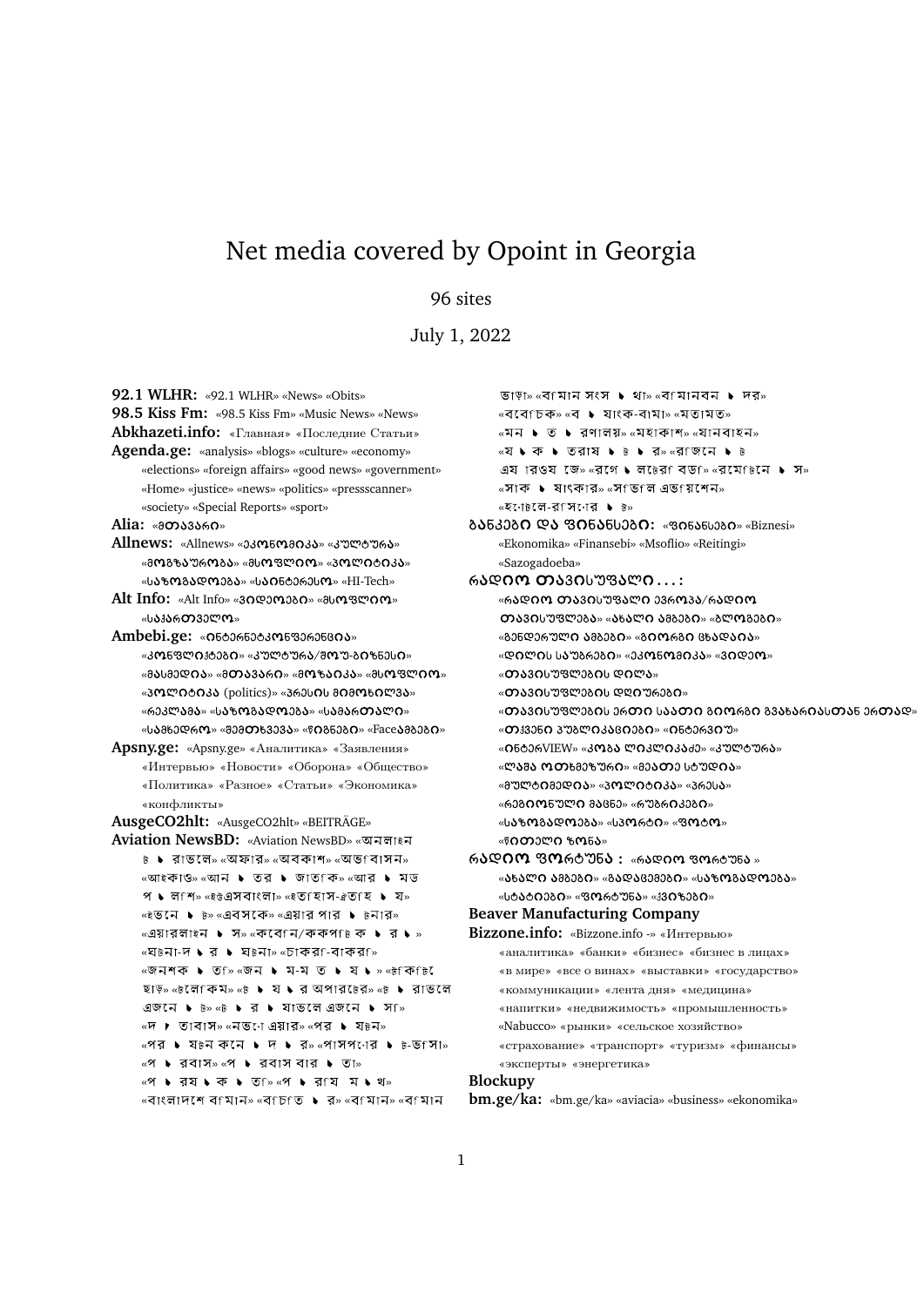# Net media covered by Opoint in Georgia

96 sites

July 1, 2022

**92.1 WLHR:** «92.1 WLHR» «News» «Obits»

**98.5 Kiss Fm:** «98.5 Kiss Fm» «Music News» «News»

**Abkhazeti.info:** «Главная» «Последние Статьи»

**Agenda.ge:** «analysis» «blogs» «culture» «economy» «elections» «foreign affairs» «good news» «government» «Home» «justice» «news» «politics» «pressscanner» «society» «Special Reports» «sport»

**Alia:** «მთავარი»

**Allnews:** «ეკონომიკა» «კულტურა» «მოგზაურობა» «მსოფლიო» «პოლიტიკა» «საზოგადოება» «საინტერესო» «HI-Tech»

**Alt Info:** «Alt Info» «ვიდეოები» «მსოფლიო» «საქართველო»

**Ambebi.ge:** «ინტერნეტკონფერენცია» «კონფლიქტები» «კულტურა/შოუ-ბიზნესი» «მასმედია» «მთავარი» «მოზაიკა» «მსოფლიო» «პოლიტიკა (politics)» «პრესის მიმოხილვა» «რეკლამა» «საზოგადოება» «სამართალი» «სამხედრო» «შემთხვევა» «ჩიგნები» «Faceამბები»

**Apsny.ge:** «Apsny.ge» «Аналитика» «Заявления» «Интервью» «Новости» «Оборона» «Общество» «Политика» «Разное» «Статьи» «Экономика» «конфликты»

**AusgeCO2hlt:** «AusgeCO2hlt» «BEITRÄGE»

**Aviation NewsBD:** «Aviation NewsBD» «অনলাইন ট ় রাভেল» «অফার» «অবকাশ» «অভ িবাসন» «আইকাও» «আন ় তর ় জাত িক» «আর ় মড প ় ল িশ» «ইউএসবাংলা» «ইত িহাস-ঐত িহ ় য» «ইভেন ় ট» «এবসকে» «এয়ার পার ় টনার» «এয়ারলাইন ় স» «কেব িন/ককপ িট ক ় র ় » «ঘটনা-দ ় র ় ঘটনা» «চাকর ি-বাকর ি» «জনশক ় ত ি» «জন ় ম-ম ত ় য ় » «ট িক িট ছাড়» «টেল িকম» «ট ় য ় র অপারেটর» «ট ় রাভেল এজেন ় ট» «ট ় র ় যাভেল এজেন ় স ি» «দ ় তাবাস» «নভো এয়ার» «পর ় যটন» «পর ় যটন কনে ় দ ় র» «পাসপোর ় ট-ভ িসা» «প ় রবাস» «প ় রবাস বার ় তা» «প ় রয ় ক ় ত ি» «প ় রাে ম ় খ» «বাংলাদেশ ব িমান» «ব িচ িত ় র» «ব িমান» «ব িমান ভাড়া» «ব িমান সংস ় থা» «ব িমানবন ় দর» «বেব িচক» «ব ় যাংক-বামা» «মতামত» «মন ় ত ় রণালয়» «মহাকাশ» «যানবাহন» «য ় ক ় তরাষ ় ট ় র» «রাজনে ় ট এয় ারওয় জে» «রগে ় লটের বডি» «রমে িটনে ় স» «সাক ় ষাৎকার» «স িভ িল এভ িয়েশেন» «হোটেল-র িসোর ় ট»

**ბანკები და ფინანსები:** «ფინანსები» «Biznesi» «Ekonomika» «Finansebi» «Msoflio» «Reitingi» «Sazogadoeba»

**რადიო თავისუფალი . . . :** «რადიო თავისუფალი ევროპა/რადიო თავისუფლება» «ახალი ამბები» «ბლოგები» «გენდერული ამბები» «გიორგი ცხადაია» «დილის საუბრები» «ეკონომიკა» «ვიდეო» «თავისუფლების დილა» «თავისუფლების დღიურები» «თავისუფლების ერთი საათი გიორგი გვახარიასთან ერთად» «თჯვენი პუბლიკაციები» «ინტერვიუ» «ინტერVIEW» «კოკა ლიკლიკაძე» «კულტურა» «ლაშა ოთხმეზური» «მეათე სტუდია» «მულტიმედია» «პოლიტიკა» «პრესა» «რეგიონული მაცნე» «რუბრიკები» «საზოგადოება» «სპორტი» «ფოტო» «ჩითელი ზონა»

**რადიო ფორტუნა :** «რადიო ფორტუნა » «ახალი ამბები» «გადაცემები» «საზოგადოება» «სტატიები» «ფორტუნა» «ჭვიზები»

**Beaver Manufacturing Company**

**Bizzone.info:** «Bizzone.info -» «Интервью» «аналитика» «банки» «бизнес» «бизнес в лицах» «в мире» «все о винах» «выставки» «государство» «коммуникации» «лента дня» «медицина» «напитки» «недвижимость» «промышленность» «Nabucco» «рынки» «сельское хозяйство» «страхование» «транспорт» «туризм» «финансы» «эксперты» «энергетика»

**Blockupy**

**bm.ge/ka:** «bm.ge/ka» «aviacia» «business» «ekonomika»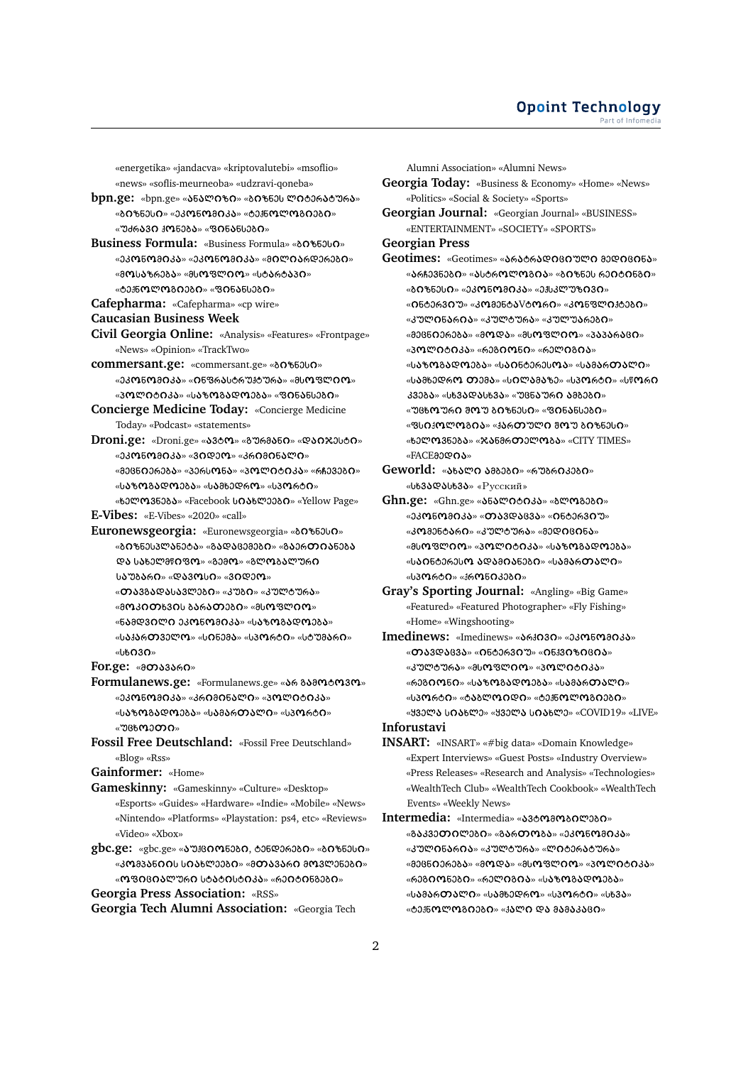«energetika» «jandacva» «kriptovalutebi» «msoflio» «news» «soflis-meurneoba» «udzravi-qoneba»

**bpn.ge:** «bpn.ge» «ანალიზი» «ბიზნეს ლიტერატურა» «ბიზნესი» «ეკონომიკა» «ტექნოლოგიები» «უძრავი ქონება» «ფინანსები»

**Business Formula:** «Business Formula» «ბიზნესი» «ეკონომიკა» «ეკონომიკა» «მილიარდერები» «მოსაზრება» «მსოფლიო» «სტარტაპი» «ტექნოლოგიები» «ფინანსები»

**Cafepharma:** «Cafepharma» «cp wire»

**Caucasian Business Week**

**Civil Georgia Online:** «Analysis» «Features» «Frontpage» «News» «Opinion» «TrackTwo»

**commersant.ge:** «commersant.ge» «ბიზნესი» «ეკონომიკა» «ინფრასტრუქტურა» «მსოფლიო» «პოლიტიკა» «საზოგადოება» «ფინანსები»

**Concierge Medicine Today:** «Concierge Medicine Today» «Podcast» «statements»

**Droni.ge:** «Droni.ge» «ავტო» «გურმანი» «დაიჯესტი» «ეკონომიკა» «ვიდეო» «კრიმინალი» «მეცნიერება» «პერსონა» «პოლიტიკა» «რჩევები» «საზოგადოება» «სამხედრო» «სპორტი» «ხელოვნება» «Facebook სიახლეები» «Yellow Page»

**E-Vibes:** «E-Vibes» «2020» «call»

**Euronewsgeorgia:** «Euronewsgeorgia» «ბიზნესი» «ბიზნესპლანეტა» «გადაცემები» «გაერთიანება და სახელმწიფო» «გამო» «გლობალური საუბარი» «დავოსი» «ვიდეო» «თავგადასავლები» «კუზი» «კულტურა» «მოკითხვის ბარათები» «მსოფლიო» «ნამდვილი ეკონომიკა» «საზოგადოება» «საქართველო» «სინემა» «სპორტი» «სტუმარი» «ხედი»

**For.ge:** «მთავარი»

**Formulanews.ge:** «Formulanews.ge» «არ გამოტოვო» «ეკონომიკა» «კრიმინალი» «პოლიტიკა» «საზოგადოება» «სამართალი» «სპორტი» «უცხოეთი»

**Fossil Free Deutschland:** «Fossil Free Deutschland» «Blog» «Rss»

**Gainformer:** «Home»

**Gameskinny:** «Gameskinny» «Culture» «Desktop» «Esports» «Guides» «Hardware» «Indie» «Mobile» «News» «Nintendo» «Platforms» «Playstation: ps4, etc» «Reviews» «Video» «Xbox»

**gbc.ge:** «gbc.ge» «აუქციონები, ტენდერები» «ბიზნესი» «კომპანიის სიახლეები» «მთავარი მოვლენები» «ოფიციალური სტატისტიკა» «რეიტინგები»

**Georgia Press Association:** «RSS»

**Georgia Tech Alumni Association:** «Georgia Tech Alumni Association» «Alumni News»

**Georgia Today:** «Business & Economy» «Home» «News» «Politics» «Social & Society» «Sports»

**Georgian Journal:** «Georgian Journal» «BUSINESS» «ENTERTAINMENT» «SOCIETY» «SPORTS»

**Georgian Press**

**Geotimes:** «Geotimes» «არატრადიციული მედიცინა» «არჩევნები» «ასტროლოგია» «ბიზნეს რეიტინგი» «ბიზნესი» «ეკონომიკა» «ექსკლუზივი» «ინტერვიუ» «კომენტაVტორი» «კონფლიქტები» «კულინარია» «კულტურა» «კულუარები» «მეცნიერება» «მოდა» «მსოფლიო» «პაპარაცი» «პოლიტიკა» «რეგიონი» «რელიგია» «საზოგადოება» «საინტერესოა» «სამართალი» «სამხედრო თემა» «სილამაზე» «სპორტი» «სწორი კვება» «სხვადასხვა» «უცნაური ამბები» «უცხოური შოუ ბიზნესი» «ფინანსები» «ფსიქოლოგია» «ქართული შოუ ბიზნესი» «ხელოვნება» «ჯანმრთელობა» «CITY TIMES» «FACEმედია»

**Geworld:** «ახალი ამბები» «რუბრიკები» «სხვადასხვა» «Русский»

**Ghn.ge:** «Ghn.ge» «ანალიტიკა» «ბლოგები» «ეკონომიკა» «თავდაცვა» «ინტერვიუ» «კომენტარი» «კულტურა» «მედიცინა» «მსოფლიო» «პოლიტიკა» «საზოგადოება» «საინტერესო ადამიანები» «სამართალი» «სპორტი» «ქრონიკები»

**Gray's Sporting Journal:** «Angling» «Big Game» «Featured» «Featured Photographer» «Fly Fishing» «Home» «Wingshooting»

**Imedinews:** «Imedinews» «არქივი» «ეკონომიკა» «თავდაცვა» «ინტერვიუ» «ინკვიზიცია» «კულტურა» «მსოფლიო» «პოლიტიკა» «რეგიონები» «საზოგადოება» «სამართალი» «სპორტი» «ტაბლოიდი» «ტექნოლოგიები» «ყველა სიახლე» «ყველა სიახლე» «COVID19» «LIVE»

**Inforustavi**

**INSART:** «INSART» «#big data» «Domain Knowledge» «Expert Interviews» «Guest Posts» «Industry Overview» «Press Releases» «Research and Analysis» «Technologies» «WealthTech Club» «WealthTech Cookbook» «WealthTech Events» «Weekly News»

**Intermedia:** «Intermedia» «ავტომობილები» «გაკვეთილები» «გართობა» «ეკონომიკა» «კულინარია» «კულტურა» «ლიტერატურა» «მეცნიერება» «მოდა» «მსოფლიო» «პოლიტიკა» «რეგიონები» «რელიგია» «საზოგადოება» «სამართალი» «სამხედრო» «სპორტი» «სხვა» «ტექნოლოგიები» «ქალი და მამაკაცი»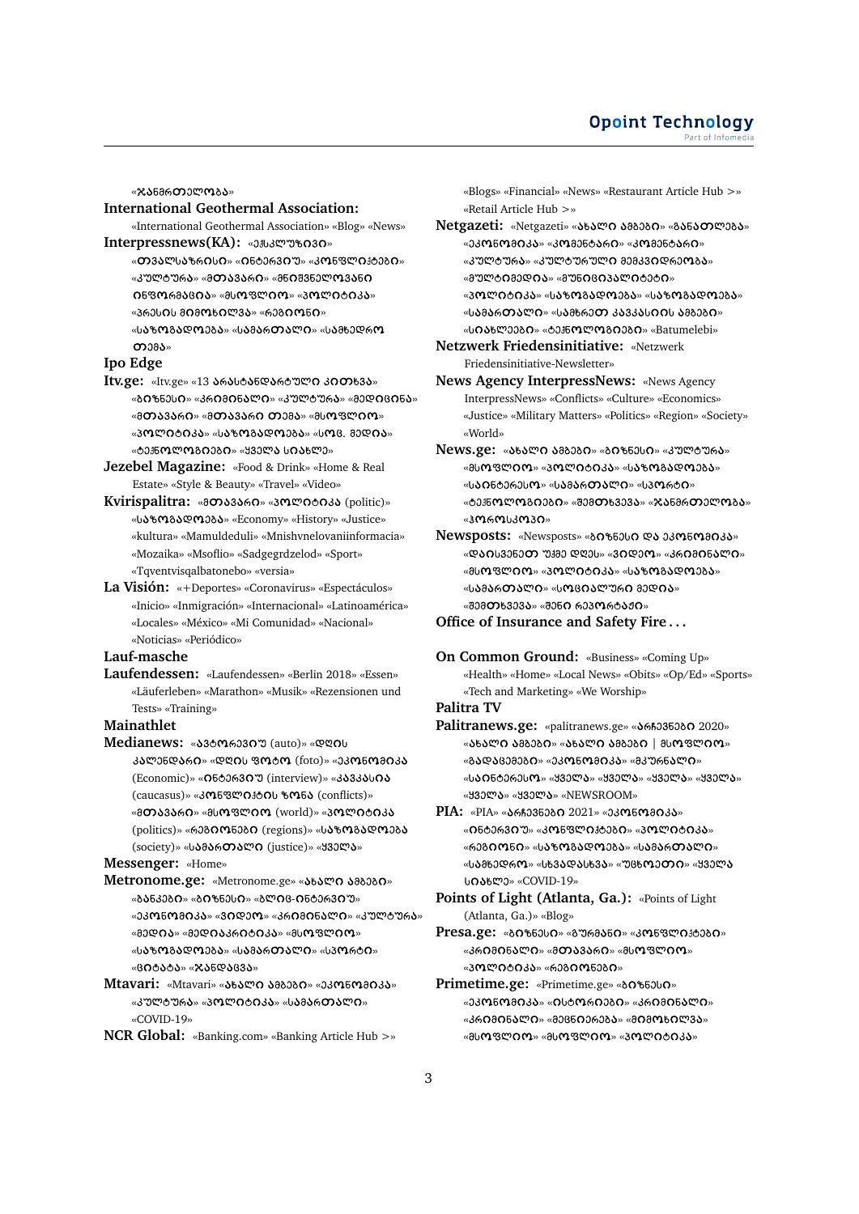«ჯანმრთელობა»

**International Geothermal Association:** «International Geothermal Association» «Blog» «News»

**Interpressnews(KA):** «ექსკლუზივი» «თვალსაზრისი» «ინტერვიუ» «კონფლიქტები» «კულტურა» «მთავარი» «მნიშვნელოვანი ინფორმაცია» «მსოფლიო» «პოლიტიკა» «პრესის მიმოხილვა» «რეგიონი» «საზოგადოება» «სამართალი» «სამხედრო თემა»

**Ipo Edge**

**Itv.ge:** «Itv.ge» «13 არასტანდარტული კითხვა» «ბიზნესი» «კრიმინალი» «კულტურა» «მედიცინა» «მთავარი» «მთავარი თემა» «მსოფლიო» «პოლიტიკა» «საზოგადოება» «სოც. მედია» «ტექნოლოგიები» «ყველა სიახლე»

**Jezebel Magazine:** «Food & Drink» «Home & Real Estate» «Style & Beauty» «Travel» «Video»

**Kvirispalitra:** «მთავარი» «პოლიტიკა (politic)» «საზოგადოება» «Economy» «History» «Justice» «kultura» «Mamuldeduli» «Mnishvnelovaniinformacia» «Mozaika» «Msoflio» «Sadgegrdzelod» «Sport» «Tqventvisqalbatonebo» «versia»

**La Visión:** «+Deportes» «Coronavirus» «Espectáculos» «Inicio» «Inmigración» «Internacional» «Latinoamérica» «Locales» «México» «Mi Comunidad» «Nacional» «Noticias» «Periódico»

**Lauf-masche**

**Laufendessen:** «Laufendessen» «Berlin 2018» «Essen» «Läuferleben» «Marathon» «Musik» «Rezensionen und Tests» «Training»

**Mainathlet**

**Medianews:** «ავტორევიუ (auto)» «დღის კალენდარი» «დღის ფოტო (foto)» «ეკონომიკა (Economic)» «ინტერვიუ (interview)» «კავკასია (caucasus)» «კონფლიქტის ზონა (conflicts)» «მთავარი» «მსოფლიო (world)» «პოლიტიკა (politics)» «რეგიონები (regions)» «საზოგადოება (society)» «სამართალი (justice)» «ყველა»

**Messenger:** «Home»

**Metronome.ge:** «Metronome.ge» «ახალი ამბები» «ბანკები» «ბიზნესი» «ბლოგ-ინტერვიუ» «ეკონომიკა» «ვიდეო» «კრიმინალი» «კულტურა» «მედია» «მედიაკრიტიკა» «მსოფლიო» «საზოგადოება» «სამართალი» «სპორტი» «ციტატა» «ჯანდაცვა»

**Mtavari:** «Mtavari» «ახალი ამბები» «ეკონომიკა» «კულტურა» «პოლიტიკა» «სამართალი» «COVID-19»

**NCR Global:** «Banking.com» «Banking Article Hub >» «Blogs» «Financial» «News» «Restaurant Article Hub >» «Retail Article Hub >»

**Netgazeti:** «Netgazeti» «ახალი ამბები» «განათლება» «ეკონომიკა» «კომენტარი» «კომენტარი» «კულტურა» «კულტურული მემკვიდრეობა» «მულტიმედია» «მუნიციპალიტეტი» «პოლიტიკა» «საზოგადოება» «საზოგადოება» «სამართალი» «სამხრეთ კავკასიის ამბები» «სიახლეები» «ტექნოლოგიები» «Batumelebi»

**Netzwerk Friedensinitiative:** «Netzwerk Friedensinitiative-Newsletter»

**News Agency InterpressNews:** «News Agency InterpressNews» «Conflicts» «Culture» «Economics» «Justice» «Military Matters» «Politics» «Region» «Society» «World»

**News.ge:** «ახალი ამბები» «ბიზნესი» «კულტურა» «მსოფლიო» «პოლიტიკა» «საზოგადოება» «საინტერესო» «სამართალი» «სპორტი» «ტექნოლოგიები» «შემთხვევა» «ჯანმრთელობა» «ჰოროსკოპი»

**Newsposts:** «Newsposts» «ბიზნესი და ეკონომიკა» «დაისვენეთ უქმე დღეს» «ვიდეო» «კრიმინალი» «მსოფლიო» «პოლიტიკა» «საზოგადოება» «სამართალი» «სოციალური მედია» «შემთხვევა» «შენი რეპორტაჟი»

**Office of Insurance and Safety Fire . . .**

**On Common Ground:** «Business» «Coming Up» «Health» «Home» «Local News» «Obits» «Op/Ed» «Sports» «Tech and Marketing» «We Worship»

**Palitra TV**

**Palitranews.ge:** «palitranews.ge» «არჩევნები 2020» «ახალი ამბები» «ახალი ამბები | მსოფლიო» «გადაცემები» «ეკონომიკა» «მკურნალი» «საინტერესო» «ყველა» «ყველა» «ყველა» «ყველა» «ყველა» «ყველა» «NEWSROOM»

**PIA:** «PIA» «არჩევნები 2021» «ეკონომიკა» «ინტერვიუ» «კონფლიქტები» «პოლიტიკა» «რეგიონი» «საზოგადოება» «სამართალი» «სამხედრო» «სხვადასხვა» «უცხოეთი» «ყველა სიახლე» «COVID-19»

**Points of Light (Atlanta, Ga.):** «Points of Light (Atlanta, Ga.)» «Blog»

**Presa.ge:** «ბიზნესი» «ბურჯანი» «კონფლიქტები» «კრიმინალი» «მთავარი» «მსოფლიო» «პოლიტიკა» «რეგიონები»

**Primetime.ge:** «Primetime.ge» «ბიზნესი» «ეკონომიკა» «ისტორიები» «კრიმინალი» «კრიმინალი» «მეცნიერება» «მიმოხილვა» «მსოფლიო» «მსოფლიო» «პოლიტიკა»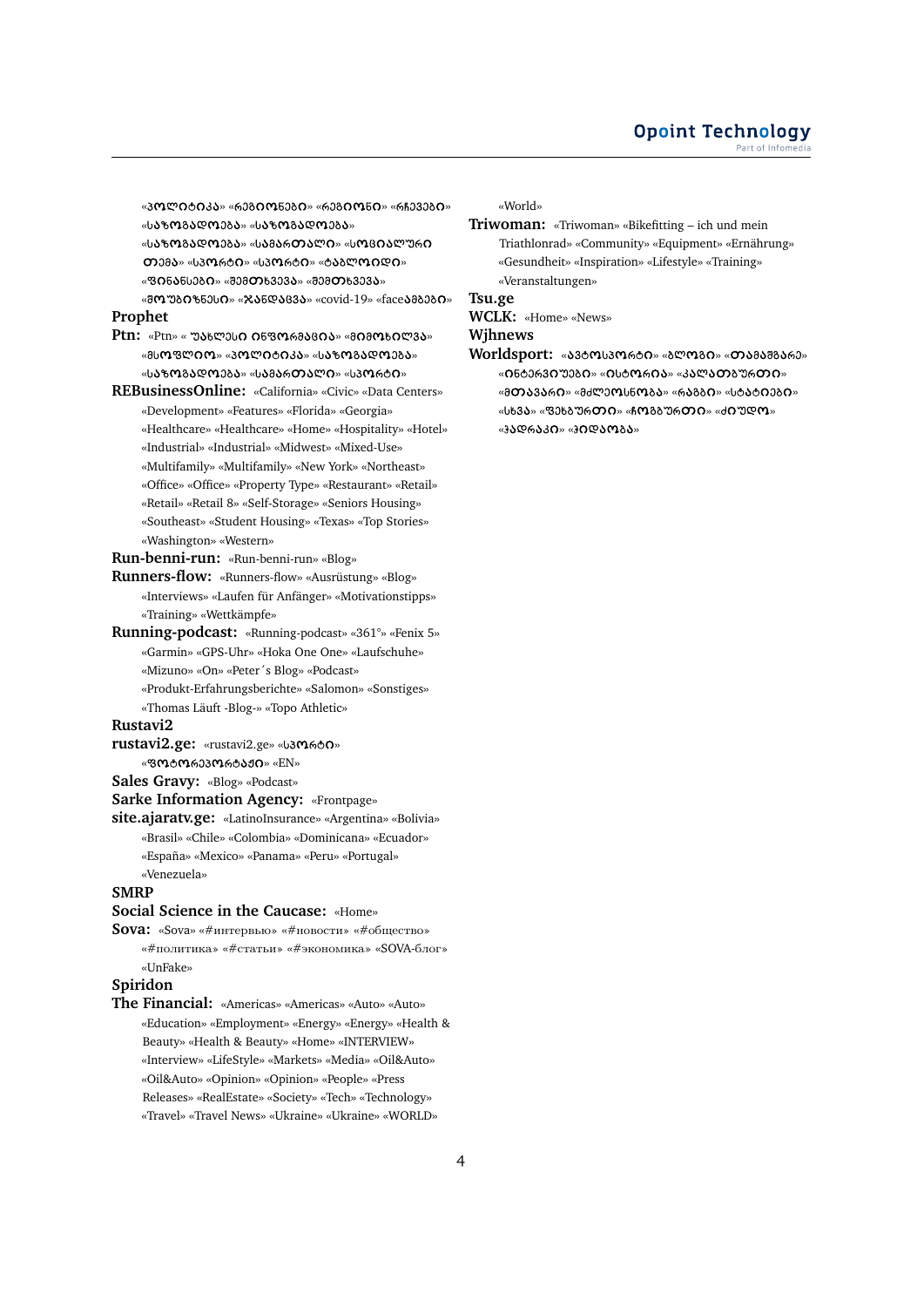«პოლიტიკა» «რეგიონები» «რეგიონი» «რჩეული» «საზოგადოება» «საზოგადოება» «საზოგადოება» «სამართალი» «სოციალური თემა» «სპორტი» «სპორტი» «ტაბლოიდი» «ფინანსები» «შემთხვევა» «შემთხვევა» «მოუწიზნესი» «ჯანდაცვა» «covid-19» «faceამბები»

**Prophet**

**Ptn:** «Ptn» « უახლესი ინფორმაცია» «მიმოხილვა» «მსოფლიო» «პოლიტიკა» «საზოგადოება» «საზოგადოება» «სამართალი» «სპორტი»

**REBusinessOnline:** «California» «Civic» «Data Centers» «Development» «Features» «Florida» «Georgia» «Healthcare» «Healthcare» «Home» «Hospitality» «Hotel» «Industrial» «Industrial» «Midwest» «Mixed-Use» «Multifamily» «Multifamily» «New York» «Northeast» «Office» «Office» «Property Type» «Restaurant» «Retail» «Retail» «Retail 8» «Self-Storage» «Seniors Housing» «Southeast» «Student Housing» «Texas» «Top Stories» «Washington» «Western»

**Run-benni-run:** «Run-benni-run» «Blog»

**Runners-flow:** «Runners-flow» «Ausrüstung» «Blog» «Interviews» «Laufen für Anfänger» «Motivationstipps» «Training» «Wettkämpfe»

**Running-podcast:** «Running-podcast» «361°» «Fenix 5» «Garmin» «GPS-Uhr» «Hoka One One» «Laufschuhe» «Mizuno» «On» «Peter´s Blog» «Podcast» «Produkt-Erfahrungsberichte» «Salomon» «Sonstiges» «Thomas Läuft -Blog-» «Topo Athletic»

**Rustavi2**

**rustavi2.ge:** «rustavi2.ge» «სპორტი» «ფოტორეპორტაჟი» «EN»

**Sales Gravy:** «Blog» «Podcast»

**Sarke Information Agency:** «Frontpage»

**site.ajaratv.ge:** «LatinoInsurance» «Argentina» «Bolivia» «Brasil» «Chile» «Colombia» «Dominicana» «Ecuador» «España» «Mexico» «Panama» «Peru» «Portugal» «Venezuela»

**SMRP**

**Social Science in the Caucase:** «Home»

**Sova:** «Sova» «#интервью» «#новости» «#общество» «#политика» «#статьи» «#экономика» «SOVA-блог» «UnFake»

**Spiridon**

**The Financial:** «Americas» «Americas» «Auto» «Auto» «Education» «Employment» «Energy» «Energy» «Health & Beauty» «Health & Beauty» «Home» «INTERVIEW» «Interview» «LifeStyle» «Markets» «Media» «Oil&Auto» «Oil&Auto» «Opinion» «Opinion» «People» «Press Releases» «RealEstate» «Society» «Tech» «Technology» «Travel» «Travel News» «Ukraine» «Ukraine» «WORLD» «World»

**Triwoman:** «Triwoman» «Bikefitting – ich und mein Triathlonrad» «Community» «Equipment» «Ernährung» «Gesundheit» «Inspiration» «Lifestyle» «Training» «Veranstaltungen»

**Tsu.ge**

**WCLK:** «Home» «News»

**Wjhnews**

**Worldsport:** «ავტოსპორტი» «ბლოგი» «თამაშგარე» «ინტერვიუები» «ისტორია» «კალათბურთი» «მთავარი» «მძლეოსნობა» «რაგბი» «სტატიები» «სხვა» «ფეხბურთი» «ჩოგბურთი» «ძიუდო» «ჭადრაკი» «ჰიდაოგბა»